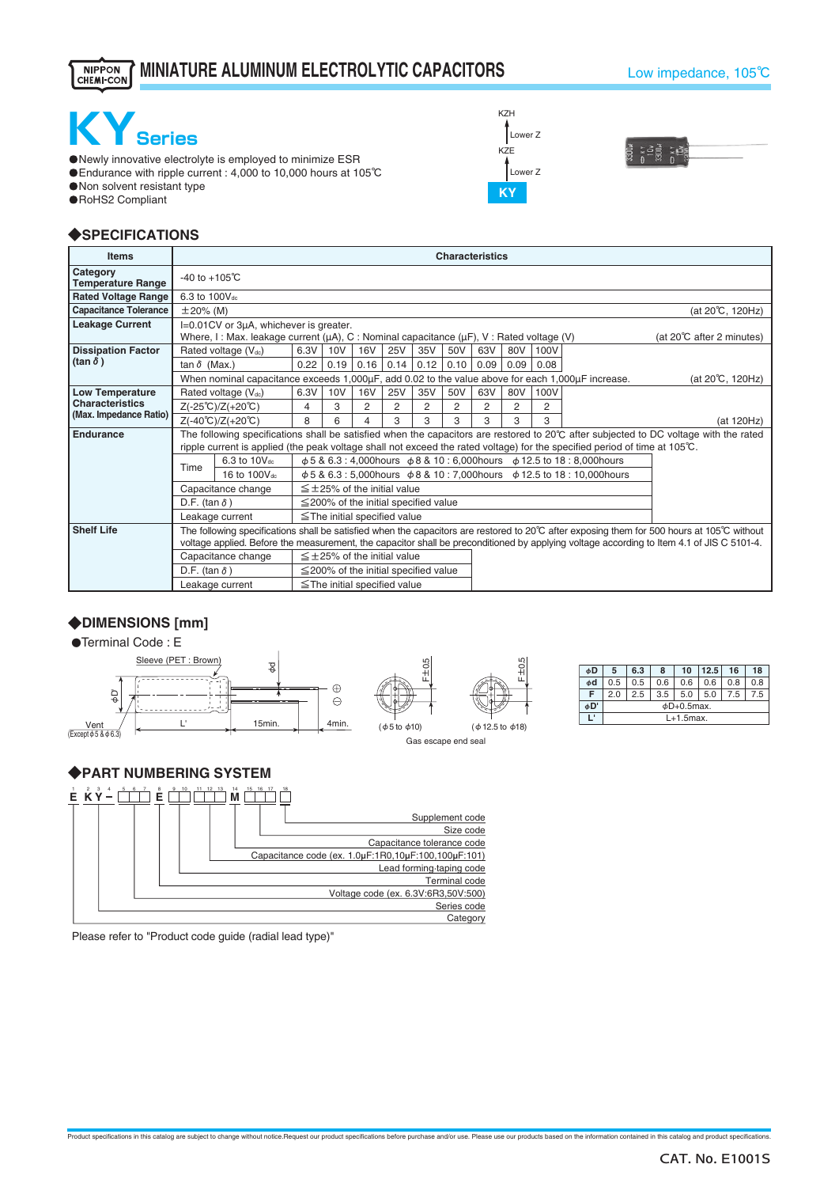NIPPON CHEMI-CON

# MINIATURE ALUMINUM ELECTROLYTIC CAPACITORS

Low impedance, 105℃

# KY Series

- Newly innovative electrolyte is employed to minimize ESR
- Endurance with ripple current : 4,000 to 10,000 hours at 105℃
- Non solvent resistant type
- RoHS2 Compliant

KZH
↑ Lower Z
KZE
↑ Lower Z
**KY**

## ◆SPECIFICATIONS

| Items | Characteristics | | | | | | | | | | |
|---|---|---|---|---|---|---|---|---|---|---|---|
| Category Temperature Range | -40 to +105℃ | | | | | | | | | | |
| Rated Voltage Range | 6.3 to 100Vdc | | | | | | | | | | |
| Capacitance Tolerance | ±20% (M) (at 20℃, 120Hz) | | | | | | | | | | |
| Leakage Current | I=0.01CV or 3μA, whichever is greater. Where, I : Max. leakage current (μA), C : Nominal capacitance (μF), V : Rated voltage (V) (at 20℃ after 2 minutes) | | | | | | | | | | |
| Dissipation Factor (tan δ) | Rated voltage (Vdc) | 6.3V | 10V | 16V | 25V | 35V | 50V | 63V | 80V | 100V | |
| | tan δ (Max.) | 0.22 | 0.19 | 0.16 | 0.14 | 0.12 | 0.10 | 0.09 | 0.09 | 0.08 | |
| | When nominal capacitance exceeds 1,000μF, add 0.02 to the value above for each 1,000μF increase. (at 20℃, 120Hz) | | | | | | | | | | |
| Low Temperature Characteristics (Max. Impedance Ratio) | Rated voltage (Vdc) | 6.3V | 10V | 16V | 25V | 35V | 50V | 63V | 80V | 100V | |
| | Z(-25℃)/Z(+20℃) | 4 | 3 | 2 | 2 | 2 | 2 | 2 | 2 | 2 | |
| | Z(-40℃)/Z(+20℃) | 8 | 6 | 4 | 3 | 3 | 3 | 3 | 3 | 3 | (at 120Hz) |
| Endurance | The following specifications shall be satisfied when the capacitors are restored to 20℃ after subjected to DC voltage with the rated ripple current is applied (the peak voltage shall not exceed the rated voltage) for the specified period of time at 105℃. | | | | | | | | | | |
| | Time: 6.3 to 10Vdc | ϕ5 & 6.3 : 4,000hours ϕ8 & 10 : 6,000hours ϕ12.5 to 18 : 8,000hours | | | | | | | | | |
| | Time: 16 to 100Vdc | ϕ5 & 6.3 : 5,000hours ϕ8 & 10 : 7,000hours ϕ12.5 to 18 : 10,000hours | | | | | | | | | |
| | Capacitance change | ≦±25% of the initial value | | | | | | | | | |
| | D.F. (tan δ) | ≦200% of the initial specified value | | | | | | | | | |
| | Leakage current | ≦The initial specified value | | | | | | | | | |
| Shelf Life | The following specifications shall be satisfied when the capacitors are restored to 20℃ after exposing them for 500 hours at 105℃ without voltage applied. Before the measurement, the capacitor shall be preconditioned by applying voltage according to Item 4.1 of JIS C 5101-4. | | | | | | | | | | |
| | Capacitance change | ≦±25% of the initial value | | | | | | | | | |
| | D.F. (tan δ) | ≦200% of the initial specified value | | | | | | | | | |
| | Leakage current | ≦The initial specified value | | | | | | | | | |

## ◆DIMENSIONS [mm]

- Terminal Code : E

Sleeve (PET : Brown), ϕd, ϕD, Vent (Except ϕ5 & ϕ6.3), L', 15min., 4min., F±0.5

(ϕ5 to ϕ10) (ϕ12.5 to ϕ18)

Gas escape end seal

| ϕD | 5 | 6.3 | 8 | 10 | 12.5 | 16 | 18 |
|---|---|---|---|---|---|---|---|
| ϕd | 0.5 | 0.5 | 0.6 | 0.6 | 0.6 | 0.8 | 0.8 |
| F | 2.0 | 2.5 | 3.5 | 5.0 | 5.0 | 7.5 | 7.5 |
| ϕD' | ϕD+0.5max. | | | | | | |
| L' | L+1.5max. | | | | | | |

## ◆PART NUMBERING SYSTEM

E KY – □□□ E □□□□□ M □□□ □

- Supplement code
- Size code
- Capacitance tolerance code
- Capacitance code (ex. 1.0μF:1R0,10μF:100,100μF:101)
- Lead forming·taping code
- Terminal code
- Voltage code (ex. 6.3V:6R3,50V:500)
- Series code
- Category

Please refer to "Product code guide (radial lead type)"

Product specifications in this catalog are subject to change without notice.Request our product specifications before purchase and/or use. Please use our products based on the information contained in this catalog and product specifications.

CAT. No. E1001S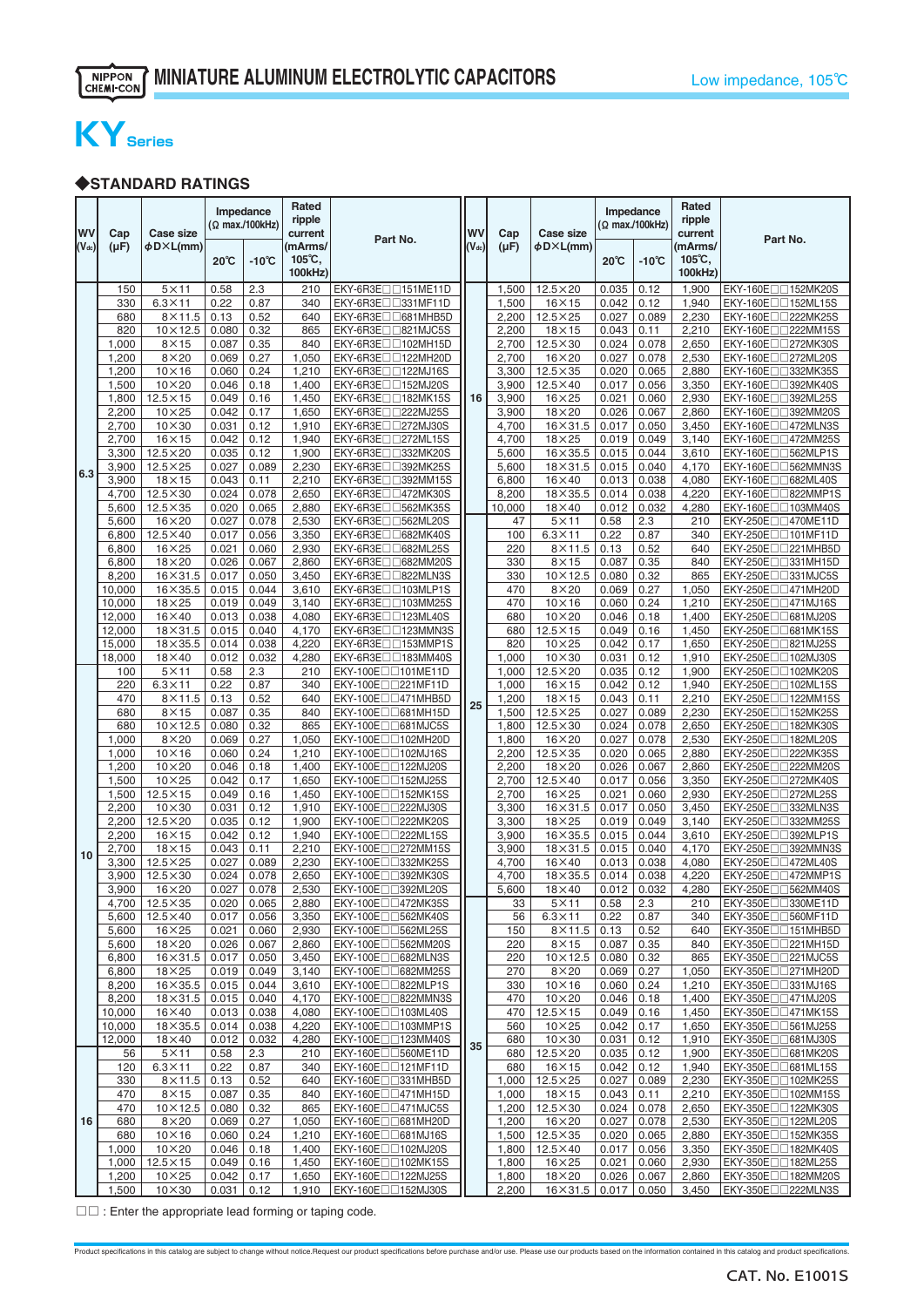# MINIATURE ALUMINUM ELECTROLYTIC CAPACITORS

Low impedance, 105℃

# KY Series

## ◆STANDARD RATINGS

| WV (Vdc) | Cap (μF) | Case size ϕD×L(mm) | Impedance (Ω max./100kHz) 20℃ | -10℃ | Rated ripple current (mArms/ 105℃, 100kHz) | Part No. |
|---|---|---|---|---|---|---|
| 6.3 | 150 | 5×11 | 0.58 | 2.3 | 210 | EKY-6R3E□□151ME11D |
| | 330 | 6.3×11 | 0.22 | 0.87 | 340 | EKY-6R3E□□331MF11D |
| | 680 | 8×11.5 | 0.13 | 0.52 | 640 | EKY-6R3E□□681MHB5D |
| | 820 | 10×12.5 | 0.080 | 0.32 | 865 | EKY-6R3E□□821MJC5S |
| | 1,000 | 8×15 | 0.087 | 0.35 | 840 | EKY-6R3E□□102MH15D |
| | 1,200 | 8×20 | 0.069 | 0.27 | 1,050 | EKY-6R3E□□122MH20D |
| | 1,200 | 10×16 | 0.060 | 0.24 | 1,210 | EKY-6R3E□□122MJ16S |
| | 1,500 | 10×20 | 0.046 | 0.18 | 1,400 | EKY-6R3E□□152MJ20S |
| | 1,800 | 12.5×15 | 0.049 | 0.16 | 1,450 | EKY-6R3E□□182MK15S |
| | 2,200 | 10×25 | 0.042 | 0.17 | 1,650 | EKY-6R3E□□222MJ25S |
| | 2,700 | 10×30 | 0.031 | 0.12 | 1,910 | EKY-6R3E□□272MJ30S |
| | 2,700 | 16×15 | 0.042 | 0.12 | 1,940 | EKY-6R3E□□272ML15S |
| | 3,300 | 12.5×20 | 0.035 | 0.12 | 1,900 | EKY-6R3E□□332MK20S |
| | 3,900 | 12.5×25 | 0.027 | 0.089 | 2,230 | EKY-6R3E□□392MK25S |
| | 3,900 | 18×15 | 0.043 | 0.11 | 2,210 | EKY-6R3E□□392MM15S |
| | 4,700 | 12.5×30 | 0.024 | 0.078 | 2,650 | EKY-6R3E□□472MK30S |
| | 5,600 | 12.5×35 | 0.020 | 0.065 | 2,880 | EKY-6R3E□□562MK35S |
| | 5,600 | 16×20 | 0.027 | 0.078 | 2,530 | EKY-6R3E□□562ML20S |
| | 6,800 | 12.5×40 | 0.017 | 0.056 | 3,350 | EKY-6R3E□□682MK40S |
| | 6,800 | 16×25 | 0.021 | 0.060 | 2,930 | EKY-6R3E□□682ML25S |
| | 6,800 | 18×20 | 0.026 | 0.067 | 2,860 | EKY-6R3E□□682MM20S |
| | 8,200 | 16×31.5 | 0.017 | 0.050 | 3,450 | EKY-6R3E□□822MLN3S |
| | 10,000 | 16×35.5 | 0.015 | 0.044 | 3,610 | EKY-6R3E□□103MLP1S |
| | 10,000 | 18×25 | 0.019 | 0.049 | 3,140 | EKY-6R3E□□103MM25S |
| | 12,000 | 16×40 | 0.013 | 0.038 | 4,080 | EKY-6R3E□□123ML40S |
| | 12,000 | 18×31.5 | 0.015 | 0.040 | 4,170 | EKY-6R3E□□123MMN3S |
| | 15,000 | 18×35.5 | 0.014 | 0.038 | 4,220 | EKY-6R3E□□153MMP1S |
| | 18,000 | 18×40 | 0.012 | 0.032 | 4,280 | EKY-6R3E□□183MM40S |
| 10 | 100 | 5×11 | 0.58 | 2.3 | 210 | EKY-100E□□101ME11D |
| | 220 | 6.3×11 | 0.22 | 0.87 | 340 | EKY-100E□□221MF11D |
| | 470 | 8×11.5 | 0.13 | 0.52 | 640 | EKY-100E□□471MHB5D |
| | 680 | 8×15 | 0.087 | 0.35 | 840 | EKY-100E□□681MH15D |
| | 680 | 10×12.5 | 0.080 | 0.32 | 865 | EKY-100E□□681MJC5S |
| | 1,000 | 8×20 | 0.069 | 0.27 | 1,050 | EKY-100E□□102MH20D |
| | 1,000 | 10×16 | 0.060 | 0.24 | 1,210 | EKY-100E□□102MJ16S |
| | 1,200 | 10×20 | 0.046 | 0.18 | 1,400 | EKY-100E□□122MJ20S |
| | 1,500 | 10×25 | 0.042 | 0.17 | 1,650 | EKY-100E□□152MJ25S |
| | 1,500 | 12.5×15 | 0.049 | 0.16 | 1,450 | EKY-100E□□152MK15S |
| | 2,200 | 10×30 | 0.031 | 0.12 | 1,910 | EKY-100E□□222MJ30S |
| | 2,200 | 12.5×20 | 0.035 | 0.12 | 1,900 | EKY-100E□□222MK20S |
| | 2,200 | 16×15 | 0.042 | 0.12 | 1,940 | EKY-100E□□222ML15S |
| | 2,700 | 18×15 | 0.043 | 0.11 | 2,210 | EKY-100E□□272MM15S |
| | 3,300 | 12.5×25 | 0.027 | 0.089 | 2,230 | EKY-100E□□332MK25S |
| | 3,900 | 12.5×30 | 0.024 | 0.078 | 2,650 | EKY-100E□□392MK30S |
| | 3,900 | 16×20 | 0.027 | 0.078 | 2,530 | EKY-100E□□392ML20S |
| | 4,700 | 12.5×35 | 0.020 | 0.065 | 2,880 | EKY-100E□□472MK35S |
| | 5,600 | 12.5×40 | 0.017 | 0.056 | 3,350 | EKY-100E□□562MK40S |
| | 5,600 | 16×25 | 0.021 | 0.060 | 2,930 | EKY-100E□□562ML25S |
| | 5,600 | 18×20 | 0.026 | 0.067 | 2,860 | EKY-100E□□562MM20S |
| | 6,800 | 16×31.5 | 0.017 | 0.050 | 3,450 | EKY-100E□□682MLN3S |
| | 6,800 | 18×25 | 0.019 | 0.049 | 3,140 | EKY-100E□□682MM25S |
| | 8,200 | 16×35.5 | 0.015 | 0.044 | 3,610 | EKY-100E□□822MLP1S |
| | 8,200 | 18×31.5 | 0.015 | 0.040 | 4,170 | EKY-100E□□822MMN3S |
| | 10,000 | 16×40 | 0.013 | 0.038 | 4,080 | EKY-100E□□103ML40S |
| | 10,000 | 18×35.5 | 0.014 | 0.038 | 4,220 | EKY-100E□□103MMP1S |
| | 12,000 | 18×40 | 0.012 | 0.032 | 4,280 | EKY-100E□□123MM40S |
| 16 | 56 | 5×11 | 0.58 | 2.3 | 210 | EKY-160E□□560ME11D |
| | 120 | 6.3×11 | 0.22 | 0.87 | 340 | EKY-160E□□121MF11D |
| | 330 | 8×11.5 | 0.13 | 0.52 | 640 | EKY-160E□□331MHB5D |
| | 470 | 8×15 | 0.087 | 0.35 | 840 | EKY-160E□□471MH15D |
| | 470 | 10×12.5 | 0.080 | 0.32 | 865 | EKY-160E□□471MJC5S |
| | 680 | 8×20 | 0.069 | 0.27 | 1,050 | EKY-160E□□681MH20D |
| | 680 | 10×16 | 0.060 | 0.24 | 1,210 | EKY-160E□□681MJ16S |
| | 1,000 | 10×20 | 0.046 | 0.18 | 1,400 | EKY-160E□□102MJ20S |
| | 1,000 | 12.5×15 | 0.049 | 0.16 | 1,450 | EKY-160E□□102MK15S |
| | 1,200 | 10×25 | 0.042 | 0.17 | 1,650 | EKY-160E□□122MJ25S |
| | 1,500 | 10×30 | 0.031 | 0.12 | 1,910 | EKY-160E□□152MJ30S |
| | 1,500 | 12.5×20 | 0.035 | 0.12 | 1,900 | EKY-160E□□152MK20S |
| | 1,500 | 16×15 | 0.042 | 0.12 | 1,940 | EKY-160E□□152ML15S |
| | 2,200 | 12.5×25 | 0.027 | 0.089 | 2,230 | EKY-160E□□222MK25S |
| | 2,200 | 18×15 | 0.043 | 0.11 | 2,210 | EKY-160E□□222MM15S |
| | 2,700 | 12.5×30 | 0.024 | 0.078 | 2,650 | EKY-160E□□272MK30S |
| | 2,700 | 16×20 | 0.027 | 0.078 | 2,530 | EKY-160E□□272ML20S |
| | 3,300 | 12.5×35 | 0.020 | 0.065 | 2,880 | EKY-160E□□332MK35S |
| | 3,900 | 12.5×40 | 0.017 | 0.056 | 3,350 | EKY-160E□□392MK40S |
| | 3,900 | 16×25 | 0.021 | 0.060 | 2,930 | EKY-160E□□392ML25S |
| | 3,900 | 18×20 | 0.026 | 0.067 | 2,860 | EKY-160E□□392MM20S |
| | 4,700 | 16×31.5 | 0.017 | 0.050 | 3,450 | EKY-160E□□472MLN3S |
| | 4,700 | 18×25 | 0.019 | 0.049 | 3,140 | EKY-160E□□472MM25S |
| | 5,600 | 16×35.5 | 0.015 | 0.044 | 3,610 | EKY-160E□□562MLP1S |
| | 5,600 | 18×31.5 | 0.015 | 0.040 | 4,170 | EKY-160E□□562MMN3S |
| | 6,800 | 16×40 | 0.013 | 0.038 | 4,080 | EKY-160E□□682ML40S |
| | 8,200 | 18×35.5 | 0.014 | 0.038 | 4,220 | EKY-160E□□822MMP1S |
| | 10,000 | 18×40 | 0.012 | 0.032 | 4,280 | EKY-160E□□103MM40S |
| 25 | 47 | 5×11 | 0.58 | 2.3 | 210 | EKY-250E□□470ME11D |
| | 100 | 6.3×11 | 0.22 | 0.87 | 340 | EKY-250E□□101MF11D |
| | 220 | 8×11.5 | 0.13 | 0.52 | 640 | EKY-250E□□221MHB5D |
| | 330 | 8×15 | 0.087 | 0.35 | 840 | EKY-250E□□331MH15D |
| | 330 | 10×12.5 | 0.080 | 0.32 | 865 | EKY-250E□□331MJC5S |
| | 470 | 8×20 | 0.069 | 0.27 | 1,050 | EKY-250E□□471MH20D |
| | 470 | 10×16 | 0.060 | 0.24 | 1,210 | EKY-250E□□471MJ16S |
| | 680 | 10×20 | 0.046 | 0.18 | 1,400 | EKY-250E□□681MJ20S |
| | 680 | 12.5×15 | 0.049 | 0.16 | 1,450 | EKY-250E□□681MK15S |
| | 820 | 10×25 | 0.042 | 0.17 | 1,650 | EKY-250E□□821MJ25S |
| | 1,000 | 10×30 | 0.031 | 0.12 | 1,910 | EKY-250E□□102MJ30S |
| | 1,000 | 12.5×20 | 0.035 | 0.12 | 1,900 | EKY-250E□□102MK20S |
| | 1,000 | 16×15 | 0.042 | 0.12 | 1,940 | EKY-250E□□102ML15S |
| | 1,200 | 18×15 | 0.043 | 0.11 | 2,210 | EKY-250E□□122MM15S |
| | 1,500 | 12.5×25 | 0.027 | 0.089 | 2,230 | EKY-250E□□152MK25S |
| | 1,800 | 12.5×30 | 0.024 | 0.078 | 2,650 | EKY-250E□□182MK30S |
| | 1,800 | 16×20 | 0.027 | 0.078 | 2,530 | EKY-250E□□182ML20S |
| | 2,200 | 12.5×35 | 0.020 | 0.065 | 2,880 | EKY-250E□□222MK35S |
| | 2,200 | 18×20 | 0.026 | 0.067 | 2,860 | EKY-250E□□222MM20S |
| | 2,700 | 12.5×40 | 0.017 | 0.056 | 3,350 | EKY-250E□□272MK40S |
| | 2,700 | 16×25 | 0.021 | 0.060 | 2,930 | EKY-250E□□272ML25S |
| | 3,300 | 16×31.5 | 0.017 | 0.050 | 3,450 | EKY-250E□□332MLN3S |
| | 3,300 | 18×25 | 0.019 | 0.049 | 3,140 | EKY-250E□□332MM25S |
| | 3,900 | 16×35.5 | 0.015 | 0.044 | 3,610 | EKY-250E□□392MLP1S |
| | 3,900 | 18×31.5 | 0.015 | 0.040 | 4,170 | EKY-250E□□392MMN3S |
| | 4,700 | 16×40 | 0.013 | 0.038 | 4,080 | EKY-250E□□472ML40S |
| | 4,700 | 18×35.5 | 0.014 | 0.038 | 4,220 | EKY-250E□□472MMP1S |
| | 5,600 | 18×40 | 0.012 | 0.032 | 4,280 | EKY-250E□□562MM40S |
| 35 | 33 | 5×11 | 0.58 | 2.3 | 210 | EKY-350E□□330ME11D |
| | 56 | 6.3×11 | 0.22 | 0.87 | 340 | EKY-350E□□560MF11D |
| | 150 | 8×11.5 | 0.13 | 0.52 | 640 | EKY-350E□□151MHB5D |
| | 220 | 8×15 | 0.087 | 0.35 | 840 | EKY-350E□□221MH15D |
| | 220 | 10×12.5 | 0.080 | 0.32 | 865 | EKY-350E□□221MJC5S |
| | 270 | 8×20 | 0.069 | 0.27 | 1,050 | EKY-350E□□271MH20D |
| | 330 | 10×16 | 0.060 | 0.24 | 1,210 | EKY-350E□□331MJ16S |
| | 470 | 10×20 | 0.046 | 0.18 | 1,400 | EKY-350E□□471MJ20S |
| | 470 | 12.5×15 | 0.049 | 0.16 | 1,450 | EKY-350E□□471MK15S |
| | 560 | 10×25 | 0.042 | 0.17 | 1,650 | EKY-350E□□561MJ25S |
| | 680 | 10×30 | 0.031 | 0.12 | 1,910 | EKY-350E□□681MJ30S |
| | 680 | 12.5×20 | 0.035 | 0.12 | 1,900 | EKY-350E□□681MK20S |
| | 680 | 16×15 | 0.042 | 0.12 | 1,940 | EKY-350E□□681ML15S |
| | 1,000 | 12.5×25 | 0.027 | 0.089 | 2,230 | EKY-350E□□102MK25S |
| | 1,000 | 18×15 | 0.043 | 0.11 | 2,210 | EKY-350E□□102MM15S |
| | 1,200 | 12.5×30 | 0.024 | 0.078 | 2,650 | EKY-350E□□122MK30S |
| | 1,200 | 16×20 | 0.027 | 0.078 | 2,530 | EKY-350E□□122ML20S |
| | 1,500 | 12.5×35 | 0.020 | 0.065 | 2,880 | EKY-350E□□152MK35S |
| | 1,800 | 12.5×40 | 0.017 | 0.056 | 3,350 | EKY-350E□□182MK40S |
| | 1,800 | 16×25 | 0.021 | 0.060 | 2,930 | EKY-350E□□182ML25S |
| | 1,800 | 18×20 | 0.026 | 0.067 | 2,860 | EKY-350E□□182MM20S |
| | 2,200 | 16×31.5 | 0.017 | 0.050 | 3,450 | EKY-350E□□222MLN3S |

□□ : Enter the appropriate lead forming or taping code.

Product specifications in this catalog are subject to change without notice.Request our product specifications before purchase and/or use. Please use our products based on the information contained in this catalog and product specifications.

CAT. No. E1001S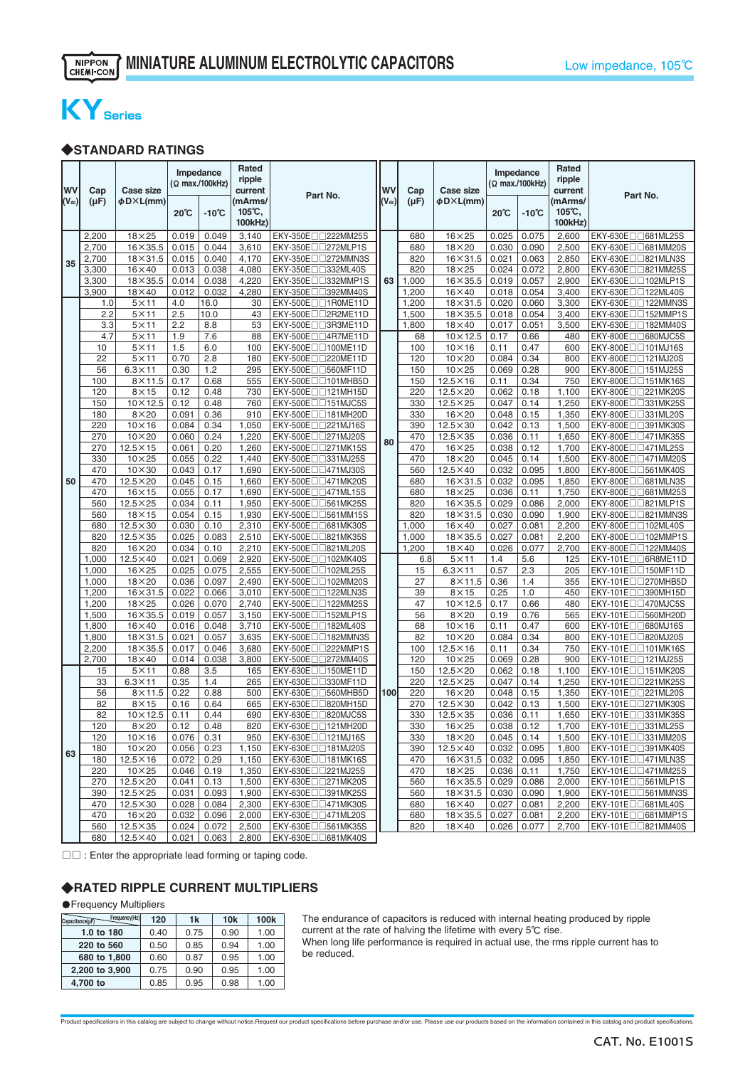# KY Series

MINIATURE ALUMINUM ELECTROLYTIC CAPACITORS — Low impedance, 105℃

## ◆STANDARD RATINGS

| WV (Vdc) | Cap (μF) | Case size φD×L(mm) | Impedance (Ω max./100kHz) 20℃ | -10℃ | Rated ripple current (mArms/105℃, 100kHz) | Part No. |
|---|---|---|---|---|---|---|
| 35 | 2,200 | 18×25 | 0.019 | 0.049 | 3,140 | EKY-350E□□222MM25S |
| | 2,700 | 16×35.5 | 0.015 | 0.044 | 3,610 | EKY-350E□□272MLP1S |
| | 2,700 | 18×31.5 | 0.015 | 0.040 | 4,170 | EKY-350E□□272MMN3S |
| | 3,300 | 16×40 | 0.013 | 0.038 | 4,080 | EKY-350E□□332ML40S |
| | 3,300 | 18×35.5 | 0.014 | 0.038 | 4,220 | EKY-350E□□332MMP1S |
| | 3,900 | 18×40 | 0.012 | 0.032 | 4,280 | EKY-350E□□392MM40S |
| 50 | 1.0 | 5×11 | 4.0 | 16.0 | 30 | EKY-500E□□1R0ME11D |
| | 2.2 | 5×11 | 2.5 | 10.0 | 43 | EKY-500E□□2R2ME11D |
| | 3.3 | 5×11 | 2.2 | 8.8 | 53 | EKY-500E□□3R3ME11D |
| | 4.7 | 5×11 | 1.9 | 7.6 | 88 | EKY-500E□□4R7ME11D |
| | 10 | 5×11 | 1.5 | 6.0 | 100 | EKY-500E□□100ME11D |
| | 22 | 5×11 | 0.70 | 2.8 | 180 | EKY-500E□□220ME11D |
| | 56 | 6.3×11 | 0.30 | 1.2 | 295 | EKY-500E□□560MF11D |
| | 100 | 8×11.5 | 0.17 | 0.68 | 555 | EKY-500E□□101MHB5D |
| | 120 | 8×15 | 0.12 | 0.48 | 730 | EKY-500E□□121MH15D |
| | 150 | 10×12.5 | 0.12 | 0.48 | 760 | EKY-500E□□151MJC5S |
| | 180 | 8×20 | 0.091 | 0.36 | 910 | EKY-500E□□181MH20D |
| | 220 | 10×16 | 0.084 | 0.34 | 1,050 | EKY-500E□□221MJ16S |
| | 270 | 10×20 | 0.060 | 0.24 | 1,220 | EKY-500E□□271MJ20S |
| | 270 | 12.5×15 | 0.061 | 0.20 | 1,260 | EKY-500E□□271MK15S |
| | 330 | 10×25 | 0.055 | 0.22 | 1,440 | EKY-500E□□331MJ25S |
| | 470 | 10×30 | 0.043 | 0.17 | 1,690 | EKY-500E□□471MJ30S |
| | 470 | 12.5×20 | 0.045 | 0.15 | 1,660 | EKY-500E□□471MK20S |
| | 470 | 16×15 | 0.055 | 0.17 | 1,690 | EKY-500E□□471ML15S |
| | 560 | 12.5×25 | 0.034 | 0.11 | 1,950 | EKY-500E□□561MK25S |
| | 560 | 18×15 | 0.054 | 0.15 | 1,930 | EKY-500E□□561MM15S |
| | 680 | 12.5×30 | 0.030 | 0.10 | 2,310 | EKY-500E□□681MK30S |
| | 820 | 12.5×35 | 0.025 | 0.083 | 2,510 | EKY-500E□□821MK35S |
| | 820 | 16×20 | 0.034 | 0.10 | 2,210 | EKY-500E□□821ML20S |
| | 1,000 | 12.5×40 | 0.021 | 0.069 | 2,920 | EKY-500E□□102MK40S |
| | 1,000 | 16×25 | 0.025 | 0.075 | 2,555 | EKY-500E□□102ML25S |
| | 1,000 | 18×20 | 0.036 | 0.097 | 2,490 | EKY-500E□□102MM20S |
| | 1,200 | 16×31.5 | 0.022 | 0.066 | 3,010 | EKY-500E□□122MLN3S |
| | 1,200 | 18×25 | 0.026 | 0.070 | 2,740 | EKY-500E□□122MM25S |
| | 1,500 | 16×35.5 | 0.019 | 0.057 | 3,150 | EKY-500E□□152MLP1S |
| | 1,800 | 16×40 | 0.016 | 0.048 | 3,710 | EKY-500E□□182ML40S |
| | 1,800 | 18×31.5 | 0.021 | 0.057 | 3,635 | EKY-500E□□182MMN3S |
| | 2,200 | 18×35.5 | 0.017 | 0.046 | 3,680 | EKY-500E□□222MMP1S |
| | 2,700 | 18×40 | 0.014 | 0.038 | 3,800 | EKY-500E□□272MM40S |
| 63 | 15 | 5×11 | 0.88 | 3.5 | 165 | EKY-630E□□150ME11D |
| | 33 | 6.3×11 | 0.35 | 1.4 | 265 | EKY-630E□□330MF11D |
| | 56 | 8×11.5 | 0.22 | 0.88 | 500 | EKY-630E□□560MHB5D |
| | 82 | 8×15 | 0.16 | 0.64 | 665 | EKY-630E□□820MH15D |
| | 82 | 10×12.5 | 0.11 | 0.44 | 690 | EKY-630E□□820MJC5S |
| | 120 | 8×20 | 0.12 | 0.48 | 820 | EKY-630E□□121MH20D |
| | 120 | 10×16 | 0.076 | 0.31 | 950 | EKY-630E□□121MJ16S |
| | 180 | 10×20 | 0.056 | 0.23 | 1,150 | EKY-630E□□181MJ20S |
| | 180 | 12.5×16 | 0.072 | 0.29 | 1,150 | EKY-630E□□181MK16S |
| | 220 | 10×25 | 0.046 | 0.19 | 1,350 | EKY-630E□□221MJ25S |
| | 270 | 12.5×20 | 0.041 | 0.13 | 1,500 | EKY-630E□□271MK20S |
| | 390 | 12.5×25 | 0.031 | 0.093 | 1,900 | EKY-630E□□391MK25S |
| | 470 | 12.5×30 | 0.028 | 0.084 | 2,300 | EKY-630E□□471MK30S |
| | 470 | 16×20 | 0.032 | 0.096 | 2,000 | EKY-630E□□471ML20S |
| | 560 | 12.5×35 | 0.024 | 0.072 | 2,500 | EKY-630E□□561MK35S |
| | 680 | 12.5×40 | 0.021 | 0.063 | 2,800 | EKY-630E□□681MK40S |
| | 680 | 16×25 | 0.025 | 0.075 | 2,600 | EKY-630E□□681ML25S |
| | 680 | 18×20 | 0.030 | 0.090 | 2,500 | EKY-630E□□681MM20S |
| | 820 | 16×31.5 | 0.021 | 0.063 | 2,850 | EKY-630E□□821MLN3S |
| | 820 | 18×25 | 0.024 | 0.072 | 2,800 | EKY-630E□□821MM25S |
| | 1,000 | 16×35.5 | 0.019 | 0.057 | 2,900 | EKY-630E□□102MLP1S |
| | 1,200 | 16×40 | 0.018 | 0.054 | 3,400 | EKY-630E□□122ML40S |
| | 1,200 | 18×31.5 | 0.020 | 0.060 | 3,300 | EKY-630E□□122MMN3S |
| | 1,500 | 18×35.5 | 0.018 | 0.054 | 3,400 | EKY-630E□□152MMP1S |
| | 1,800 | 18×40 | 0.017 | 0.051 | 3,500 | EKY-630E□□182MM40S |
| 80 | 68 | 10×12.5 | 0.17 | 0.66 | 480 | EKY-800E□□680MJC5S |
| | 100 | 10×16 | 0.11 | 0.47 | 600 | EKY-800E□□101MJ16S |
| | 120 | 10×20 | 0.084 | 0.34 | 800 | EKY-800E□□121MJ20S |
| | 150 | 10×25 | 0.069 | 0.28 | 900 | EKY-800E□□151MJ25S |
| | 150 | 12.5×16 | 0.11 | 0.34 | 750 | EKY-800E□□151MK16S |
| | 220 | 12.5×20 | 0.062 | 0.18 | 1,100 | EKY-800E□□221MK20S |
| | 330 | 12.5×25 | 0.047 | 0.14 | 1,250 | EKY-800E□□331MK25S |
| | 330 | 16×20 | 0.048 | 0.15 | 1,350 | EKY-800E□□331ML20S |
| | 390 | 12.5×30 | 0.042 | 0.13 | 1,500 | EKY-800E□□391MK30S |
| | 470 | 12.5×35 | 0.036 | 0.11 | 1,650 | EKY-800E□□471MK35S |
| | 470 | 16×25 | 0.038 | 0.12 | 1,700 | EKY-800E□□471ML25S |
| | 470 | 18×20 | 0.045 | 0.14 | 1,500 | EKY-800E□□471MM20S |
| | 560 | 12.5×40 | 0.032 | 0.095 | 1,800 | EKY-800E□□561MK40S |
| | 680 | 16×31.5 | 0.032 | 0.095 | 1,850 | EKY-800E□□681MLN3S |
| | 680 | 18×25 | 0.036 | 0.11 | 1,750 | EKY-800E□□681MM25S |
| | 820 | 16×35.5 | 0.029 | 0.086 | 2,000 | EKY-800E□□821MLP1S |
| | 820 | 18×31.5 | 0.030 | 0.090 | 1,900 | EKY-800E□□821MMN3S |
| | 1,000 | 16×40 | 0.027 | 0.081 | 2,200 | EKY-800E□□102ML40S |
| | 1,000 | 18×35.5 | 0.027 | 0.081 | 2,200 | EKY-800E□□102MMP1S |
| | 1,200 | 18×40 | 0.026 | 0.077 | 2,700 | EKY-800E□□122MM40S |
| 100 | 6.8 | 5×11 | 1.4 | 5.6 | 125 | EKY-101E□□6R8ME11D |
| | 15 | 6.3×11 | 0.57 | 2.3 | 205 | EKY-101E□□150MF11D |
| | 27 | 8×11.5 | 0.36 | 1.4 | 355 | EKY-101E□□270MHB5D |
| | 39 | 8×15 | 0.25 | 1.0 | 450 | EKY-101E□□390MH15D |
| | 47 | 10×12.5 | 0.17 | 0.66 | 480 | EKY-101E□□470MJC5S |
| | 56 | 8×20 | 0.19 | 0.76 | 565 | EKY-101E□□560MH20D |
| | 68 | 10×16 | 0.11 | 0.47 | 600 | EKY-101E□□680MJ16S |
| | 82 | 10×20 | 0.084 | 0.34 | 800 | EKY-101E□□820MJ20S |
| | 100 | 12.5×16 | 0.11 | 0.34 | 750 | EKY-101E□□101MK16S |
| | 120 | 10×25 | 0.069 | 0.28 | 900 | EKY-101E□□121MJ25S |
| | 150 | 12.5×20 | 0.062 | 0.18 | 1,100 | EKY-101E□□151MK20S |
| | 220 | 12.5×25 | 0.047 | 0.14 | 1,250 | EKY-101E□□221MK25S |
| | 220 | 16×20 | 0.048 | 0.15 | 1,350 | EKY-101E□□221ML20S |
| | 270 | 12.5×30 | 0.042 | 0.13 | 1,500 | EKY-101E□□271MK30S |
| | 330 | 12.5×35 | 0.036 | 0.11 | 1,650 | EKY-101E□□331MK35S |
| | 330 | 16×25 | 0.038 | 0.12 | 1,700 | EKY-101E□□331ML25S |
| | 330 | 18×20 | 0.045 | 0.14 | 1,500 | EKY-101E□□331MM20S |
| | 390 | 12.5×40 | 0.032 | 0.095 | 1,800 | EKY-101E□□391MK40S |
| | 470 | 16×31.5 | 0.032 | 0.095 | 1,850 | EKY-101E□□471MLN3S |
| | 470 | 18×25 | 0.036 | 0.11 | 1,750 | EKY-101E□□471MM25S |
| | 560 | 16×35.5 | 0.029 | 0.086 | 2,000 | EKY-101E□□561MLP1S |
| | 560 | 18×31.5 | 0.030 | 0.090 | 1,900 | EKY-101E□□561MMN3S |
| | 680 | 16×40 | 0.027 | 0.081 | 2,200 | EKY-101E□□681ML40S |
| | 680 | 18×35.5 | 0.027 | 0.081 | 2,200 | EKY-101E□□681MMP1S |
| | 820 | 18×40 | 0.026 | 0.077 | 2,700 | EKY-101E□□821MM40S |

□□ : Enter the appropriate lead forming or taping code.

## ◆RATED RIPPLE CURRENT MULTIPLIERS

●Frequency Multipliers

| Capacitance(μF) \ Frequency(Hz) | 120 | 1k | 10k | 100k |
|---|---|---|---|---|
| 1.0 to 180 | 0.40 | 0.75 | 0.90 | 1.00 |
| 220 to 560 | 0.50 | 0.85 | 0.94 | 1.00 |
| 680 to 1,800 | 0.60 | 0.87 | 0.95 | 1.00 |
| 2,200 to 3,900 | 0.75 | 0.90 | 0.95 | 1.00 |
| 4,700 to | 0.85 | 0.95 | 0.98 | 1.00 |

The endurance of capacitors is reduced with internal heating produced by ripple current at the rate of halving the lifetime with every 5℃ rise.
When long life performance is required in actual use, the rms ripple current has to be reduced.

Product specifications in this catalog are subject to change without notice.Request our product specifications before purchase and/or use. Please use our products based on the information contained in this catalog and product specifications.

CAT. No. E1001S